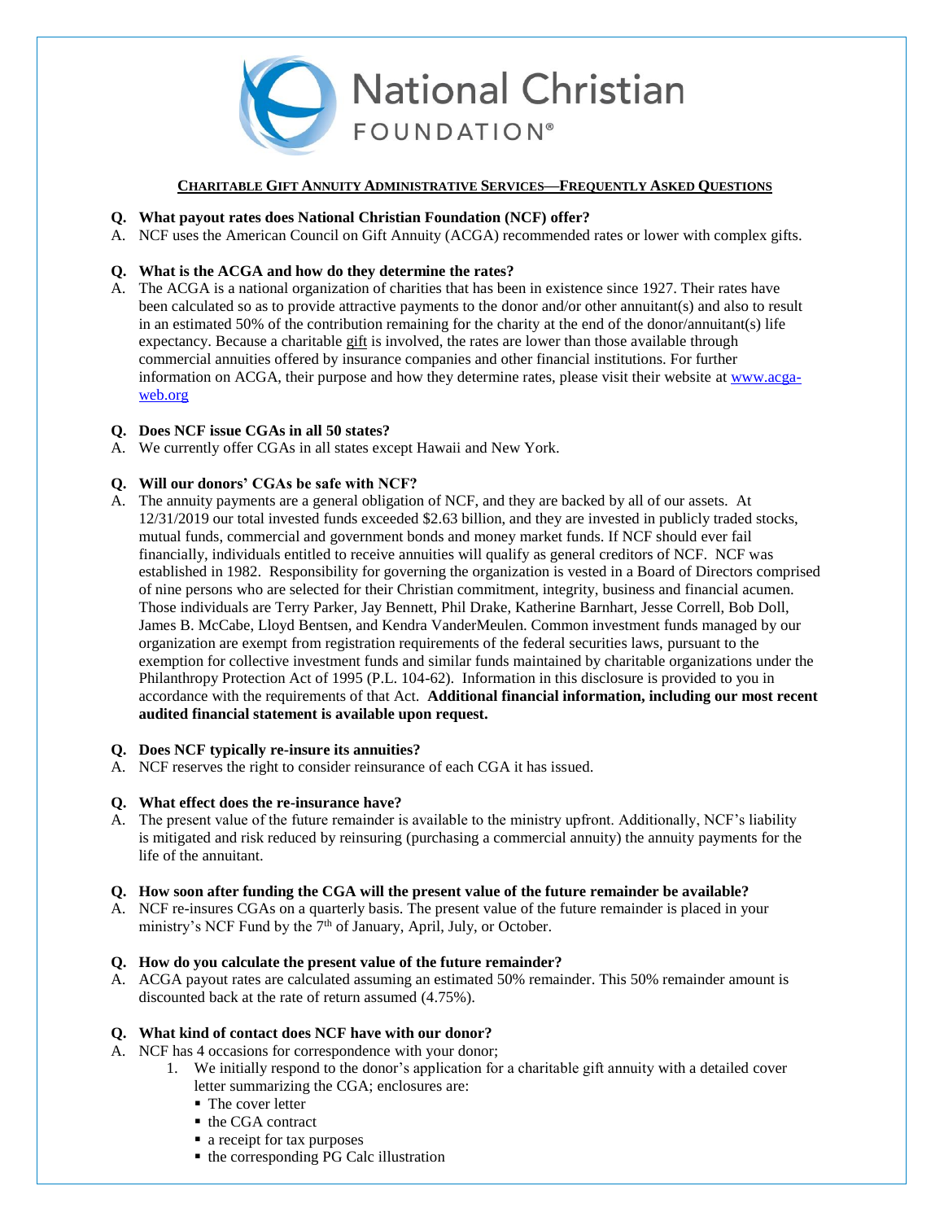# National Christian FOUNDATION®

## Charitable Gift Annuity Administrative Services—Frequently Asked Questions

**Q. What payout rates does National Christian Foundation (NCF) offer?**

A. NCF uses the American Council on Gift Annuity (ACGA) recommended rates or lower with complex gifts.

**Q. What is the ACGA and how do they determine the rates?**

A. The ACGA is a national organization of charities that has been in existence since 1927. Their rates have been calculated so as to provide attractive payments to the donor and/or other annuitant(s) and also to result in an estimated 50% of the contribution remaining for the charity at the end of the donor/annuitant(s) life expectancy. Because a charitable gift is involved, the rates are lower than those available through commercial annuities offered by insurance companies and other financial institutions. For further information on ACGA, their purpose and how they determine rates, please visit their website at www.acga-web.org

**Q. Does NCF issue CGAs in all 50 states?**

A. We currently offer CGAs in all states except Hawaii and New York.

**Q. Will our donors' CGAs be safe with NCF?**

A. The annuity payments are a general obligation of NCF, and they are backed by all of our assets. At 12/31/2019 our total invested funds exceeded $2.63 billion, and they are invested in publicly traded stocks, mutual funds, commercial and government bonds and money market funds. If NCF should ever fail financially, individuals entitled to receive annuities will qualify as general creditors of NCF. NCF was established in 1982. Responsibility for governing the organization is vested in a Board of Directors comprised of nine persons who are selected for their Christian commitment, integrity, business and financial acumen. Those individuals are Terry Parker, Jay Bennett, Phil Drake, Katherine Barnhart, Jesse Correll, Bob Doll, James B. McCabe, Lloyd Bentsen, and Kendra VanderMeulen. Common investment funds managed by our organization are exempt from registration requirements of the federal securities laws, pursuant to the exemption for collective investment funds and similar funds maintained by charitable organizations under the Philanthropy Protection Act of 1995 (P.L. 104-62). Information in this disclosure is provided to you in accordance with the requirements of that Act. **Additional financial information, including our most recent audited financial statement is available upon request.**

**Q. Does NCF typically re-insure its annuities?**

A. NCF reserves the right to consider reinsurance of each CGA it has issued.

**Q. What effect does the re-insurance have?**

A. The present value of the future remainder is available to the ministry upfront. Additionally, NCF's liability is mitigated and risk reduced by reinsuring (purchasing a commercial annuity) the annuity payments for the life of the annuitant.

**Q. How soon after funding the CGA will the present value of the future remainder be available?**

A. NCF re-insures CGAs on a quarterly basis. The present value of the future remainder is placed in your ministry's NCF Fund by the 7th of January, April, July, or October.

**Q. How do you calculate the present value of the future remainder?**

A. ACGA payout rates are calculated assuming an estimated 50% remainder. This 50% remainder amount is discounted back at the rate of return assumed (4.75%).

**Q. What kind of contact does NCF have with our donor?**

A. NCF has 4 occasions for correspondence with your donor;

1. We initially respond to the donor's application for a charitable gift annuity with a detailed cover letter summarizing the CGA; enclosures are:
   - The cover letter
   - the CGA contract
   - a receipt for tax purposes
   - the corresponding PG Calc illustration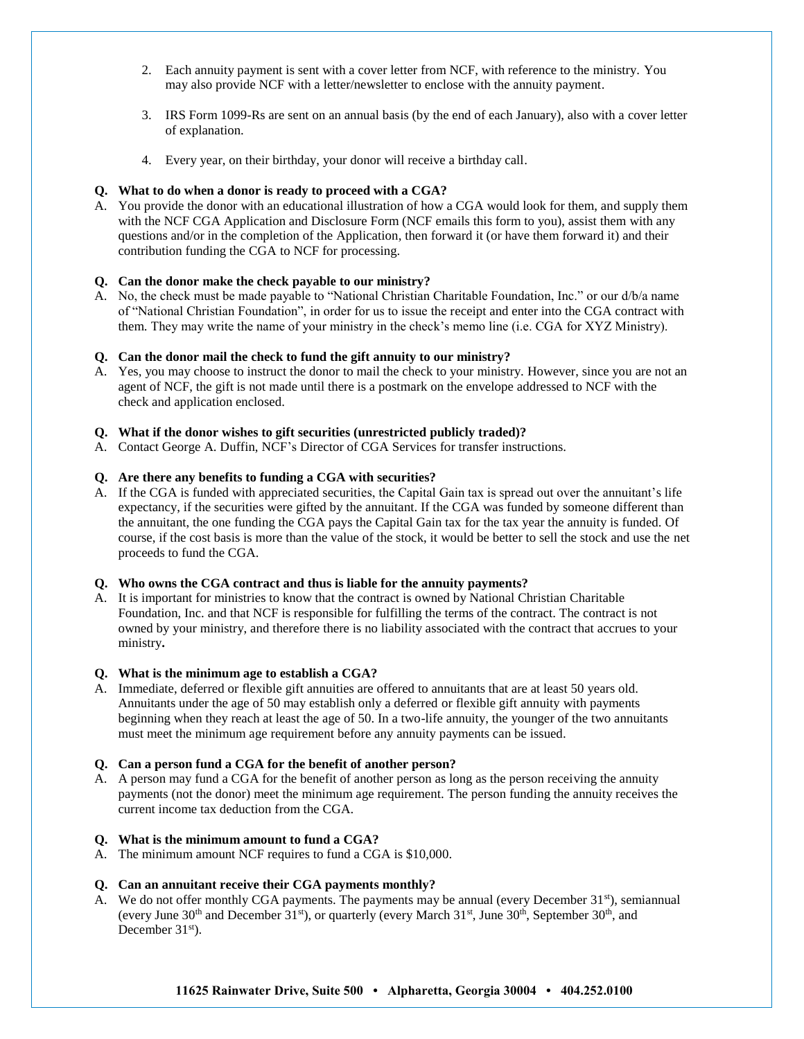2. Each annuity payment is sent with a cover letter from NCF, with reference to the ministry. You may also provide NCF with a letter/newsletter to enclose with the annuity payment.

3. IRS Form 1099-Rs are sent on an annual basis (by the end of each January), also with a cover letter of explanation.

4. Every year, on their birthday, your donor will receive a birthday call.

**Q. What to do when a donor is ready to proceed with a CGA?**

A. You provide the donor with an educational illustration of how a CGA would look for them, and supply them with the NCF CGA Application and Disclosure Form (NCF emails this form to you), assist them with any questions and/or in the completion of the Application, then forward it (or have them forward it) and their contribution funding the CGA to NCF for processing.

**Q. Can the donor make the check payable to our ministry?**

A. No, the check must be made payable to "National Christian Charitable Foundation, Inc." or our d/b/a name of "National Christian Foundation", in order for us to issue the receipt and enter into the CGA contract with them. They may write the name of your ministry in the check's memo line (i.e. CGA for XYZ Ministry).

**Q. Can the donor mail the check to fund the gift annuity to our ministry?**

A. Yes, you may choose to instruct the donor to mail the check to your ministry. However, since you are not an agent of NCF, the gift is not made until there is a postmark on the envelope addressed to NCF with the check and application enclosed.

**Q. What if the donor wishes to gift securities (unrestricted publicly traded)?**

A. Contact George A. Duffin, NCF's Director of CGA Services for transfer instructions.

**Q. Are there any benefits to funding a CGA with securities?**

A. If the CGA is funded with appreciated securities, the Capital Gain tax is spread out over the annuitant's life expectancy, if the securities were gifted by the annuitant. If the CGA was funded by someone different than the annuitant, the one funding the CGA pays the Capital Gain tax for the tax year the annuity is funded. Of course, if the cost basis is more than the value of the stock, it would be better to sell the stock and use the net proceeds to fund the CGA.

**Q. Who owns the CGA contract and thus is liable for the annuity payments?**

A. It is important for ministries to know that the contract is owned by National Christian Charitable Foundation, Inc. and that NCF is responsible for fulfilling the terms of the contract. The contract is not owned by your ministry, and therefore there is no liability associated with the contract that accrues to your ministry**.**

**Q. What is the minimum age to establish a CGA?**

A. Immediate, deferred or flexible gift annuities are offered to annuitants that are at least 50 years old. Annuitants under the age of 50 may establish only a deferred or flexible gift annuity with payments beginning when they reach at least the age of 50. In a two-life annuity, the younger of the two annuitants must meet the minimum age requirement before any annuity payments can be issued.

**Q. Can a person fund a CGA for the benefit of another person?**

A. A person may fund a CGA for the benefit of another person as long as the person receiving the annuity payments (not the donor) meet the minimum age requirement. The person funding the annuity receives the current income tax deduction from the CGA.

**Q. What is the minimum amount to fund a CGA?**

A. The minimum amount NCF requires to fund a CGA is $10,000.

**Q. Can an annuitant receive their CGA payments monthly?**

A. We do not offer monthly CGA payments. The payments may be annual (every December 31st), semiannual (every June 30th and December 31st), or quarterly (every March 31st, June 30th, September 30th, and December 31st).

**11625 Rainwater Drive, Suite 500 • Alpharetta, Georgia 30004 • 404.252.0100**